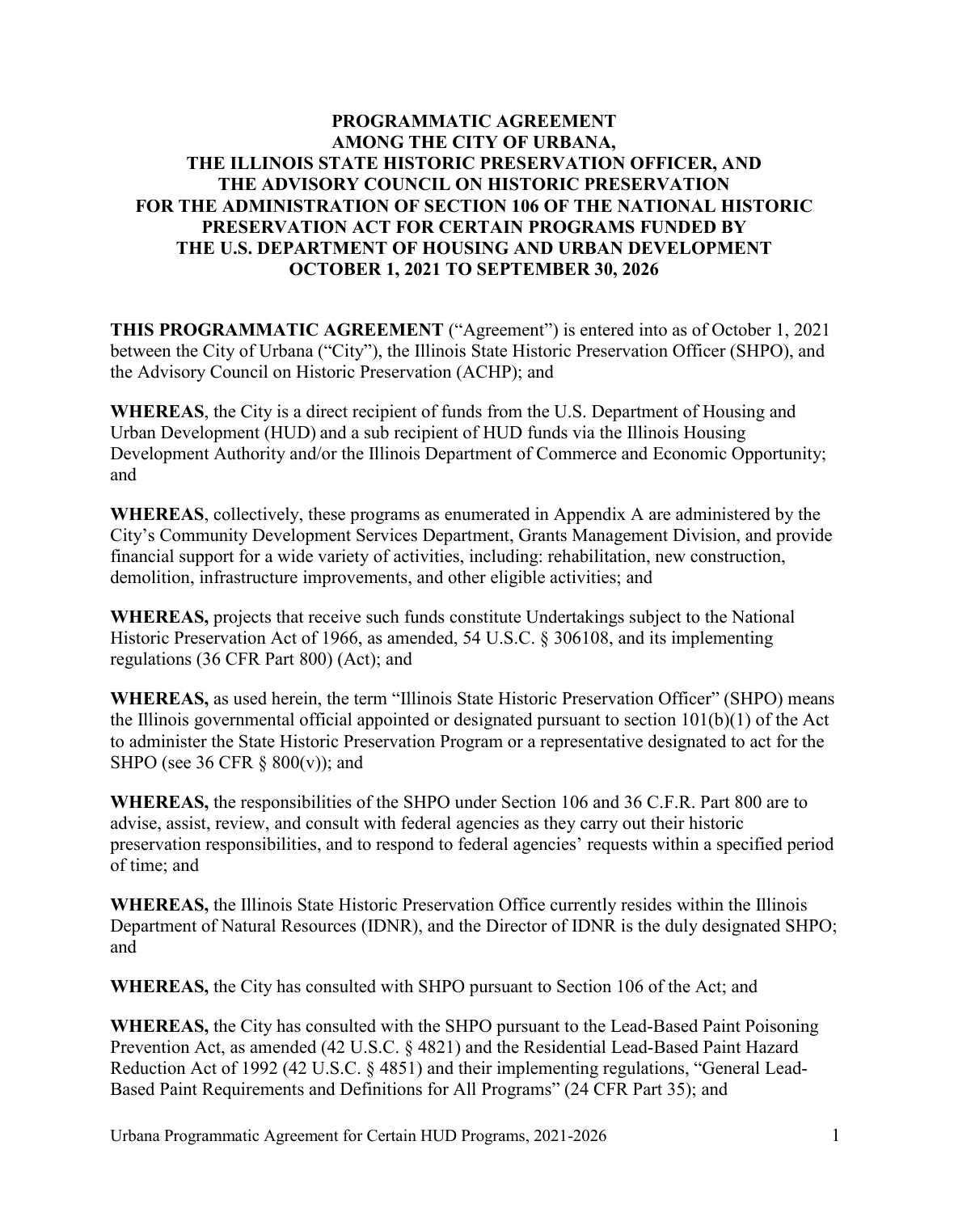# PROGRAMMATIC AGREEMENT AMONG THE CITY OF URBANA, THE ILLINOIS STATE HISTORIC PRESERVATION OFFICER, AND THE ADVISORY COUNCIL ON HISTORIC PRESERVATION FOR THE ADMINISTRATION OF SECTION 106 OF THE NATIONAL HISTORIC PRESERVATION ACT FOR CERTAIN PROGRAMS FUNDED BY THE U.S. DEPARTMENT OF HOUSING AND URBAN DEVELOPMENT OCTOBER 1, 2021 TO SEPTEMBER 30, 2026

**THIS PROGRAMMATIC AGREEMENT** ("Agreement") is entered into as of October 1, 2021 between the City of Urbana ("City"), the Illinois State Historic Preservation Officer (SHPO), and the Advisory Council on Historic Preservation (ACHP); and

**WHEREAS**, the City is a direct recipient of funds from the U.S. Department of Housing and Urban Development (HUD) and a sub recipient of HUD funds via the Illinois Housing Development Authority and/or the Illinois Department of Commerce and Economic Opportunity; and

**WHEREAS**, collectively, these programs as enumerated in Appendix A are administered by the City's Community Development Services Department, Grants Management Division, and provide financial support for a wide variety of activities, including: rehabilitation, new construction, demolition, infrastructure improvements, and other eligible activities; and

**WHEREAS,** projects that receive such funds constitute Undertakings subject to the National Historic Preservation Act of 1966, as amended, 54 U.S.C. § 306108, and its implementing regulations (36 CFR Part 800) (Act); and

**WHEREAS,** as used herein, the term "Illinois State Historic Preservation Officer" (SHPO) means the Illinois governmental official appointed or designated pursuant to section 101(b)(1) of the Act to administer the State Historic Preservation Program or a representative designated to act for the SHPO (see 36 CFR § 800(v)); and

**WHEREAS,** the responsibilities of the SHPO under Section 106 and 36 C.F.R. Part 800 are to advise, assist, review, and consult with federal agencies as they carry out their historic preservation responsibilities, and to respond to federal agencies' requests within a specified period of time; and

**WHEREAS,** the Illinois State Historic Preservation Office currently resides within the Illinois Department of Natural Resources (IDNR), and the Director of IDNR is the duly designated SHPO; and

**WHEREAS,** the City has consulted with SHPO pursuant to Section 106 of the Act; and

**WHEREAS,** the City has consulted with the SHPO pursuant to the Lead-Based Paint Poisoning Prevention Act, as amended (42 U.S.C. § 4821) and the Residential Lead-Based Paint Hazard Reduction Act of 1992 (42 U.S.C. § 4851) and their implementing regulations, "General Lead-Based Paint Requirements and Definitions for All Programs" (24 CFR Part 35); and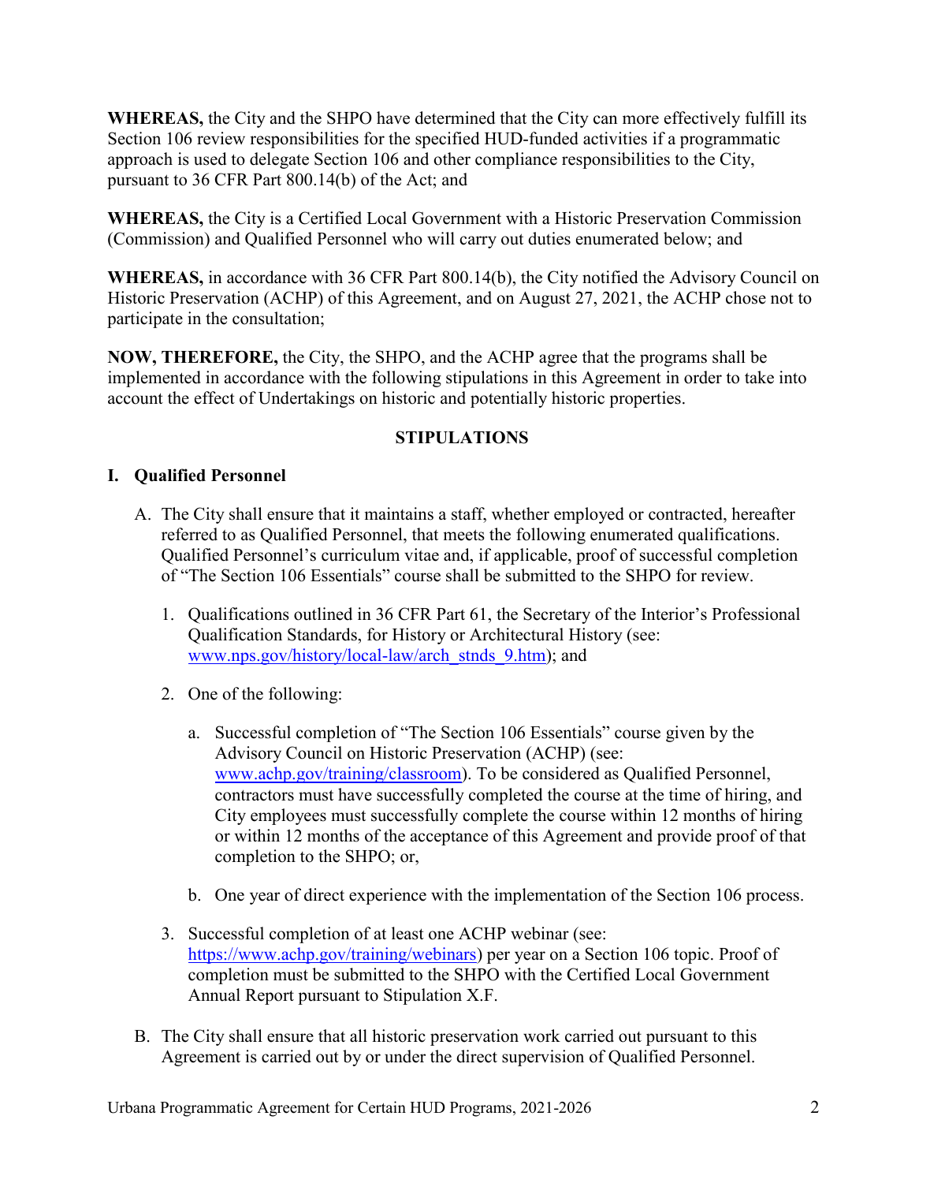**WHEREAS,** the City and the SHPO have determined that the City can more effectively fulfill its Section 106 review responsibilities for the specified HUD-funded activities if a programmatic approach is used to delegate Section 106 and other compliance responsibilities to the City, pursuant to 36 CFR Part 800.14(b) of the Act; and

**WHEREAS,** the City is a Certified Local Government with a Historic Preservation Commission (Commission) and Qualified Personnel who will carry out duties enumerated below; and

**WHEREAS,** in accordance with 36 CFR Part 800.14(b), the City notified the Advisory Council on Historic Preservation (ACHP) of this Agreement, and on August 27, 2021, the ACHP chose not to participate in the consultation;

**NOW, THEREFORE,** the City, the SHPO, and the ACHP agree that the programs shall be implemented in accordance with the following stipulations in this Agreement in order to take into account the effect of Undertakings on historic and potentially historic properties.

## STIPULATIONS

### I. Qualified Personnel

A. The City shall ensure that it maintains a staff, whether employed or contracted, hereafter referred to as Qualified Personnel, that meets the following enumerated qualifications. Qualified Personnel's curriculum vitae and, if applicable, proof of successful completion of "The Section 106 Essentials" course shall be submitted to the SHPO for review.

   1. Qualifications outlined in 36 CFR Part 61, the Secretary of the Interior's Professional Qualification Standards, for History or Architectural History (see: www.nps.gov/history/local-law/arch_stnds_9.htm); and

   2. One of the following:

      a. Successful completion of "The Section 106 Essentials" course given by the Advisory Council on Historic Preservation (ACHP) (see: www.achp.gov/training/classroom). To be considered as Qualified Personnel, contractors must have successfully completed the course at the time of hiring, and City employees must successfully complete the course within 12 months of hiring or within 12 months of the acceptance of this Agreement and provide proof of that completion to the SHPO; or,

      b. One year of direct experience with the implementation of the Section 106 process.

   3. Successful completion of at least one ACHP webinar (see: https://www.achp.gov/training/webinars) per year on a Section 106 topic. Proof of completion must be submitted to the SHPO with the Certified Local Government Annual Report pursuant to Stipulation X.F.

B. The City shall ensure that all historic preservation work carried out pursuant to this Agreement is carried out by or under the direct supervision of Qualified Personnel.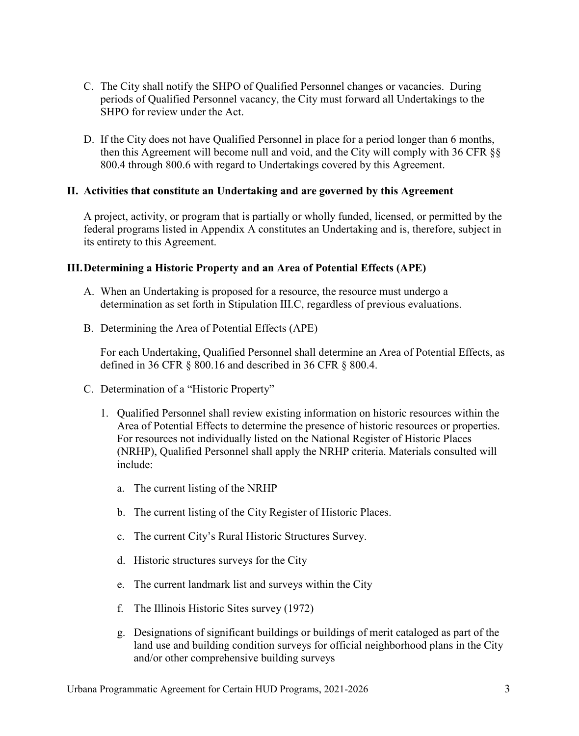C. The City shall notify the SHPO of Qualified Personnel changes or vacancies. During periods of Qualified Personnel vacancy, the City must forward all Undertakings to the SHPO for review under the Act.

D. If the City does not have Qualified Personnel in place for a period longer than 6 months, then this Agreement will become null and void, and the City will comply with 36 CFR §§ 800.4 through 800.6 with regard to Undertakings covered by this Agreement.

## II. Activities that constitute an Undertaking and are governed by this Agreement

A project, activity, or program that is partially or wholly funded, licensed, or permitted by the federal programs listed in Appendix A constitutes an Undertaking and is, therefore, subject in its entirety to this Agreement.

## III. Determining a Historic Property and an Area of Potential Effects (APE)

A. When an Undertaking is proposed for a resource, the resource must undergo a determination as set forth in Stipulation III.C, regardless of previous evaluations.

B. Determining the Area of Potential Effects (APE)

For each Undertaking, Qualified Personnel shall determine an Area of Potential Effects, as defined in 36 CFR § 800.16 and described in 36 CFR § 800.4.

C. Determination of a "Historic Property"

1. Qualified Personnel shall review existing information on historic resources within the Area of Potential Effects to determine the presence of historic resources or properties. For resources not individually listed on the National Register of Historic Places (NRHP), Qualified Personnel shall apply the NRHP criteria. Materials consulted will include:

   a. The current listing of the NRHP

   b. The current listing of the City Register of Historic Places.

   c. The current City's Rural Historic Structures Survey.

   d. Historic structures surveys for the City

   e. The current landmark list and surveys within the City

   f. The Illinois Historic Sites survey (1972)

   g. Designations of significant buildings or buildings of merit cataloged as part of the land use and building condition surveys for official neighborhood plans in the City and/or other comprehensive building surveys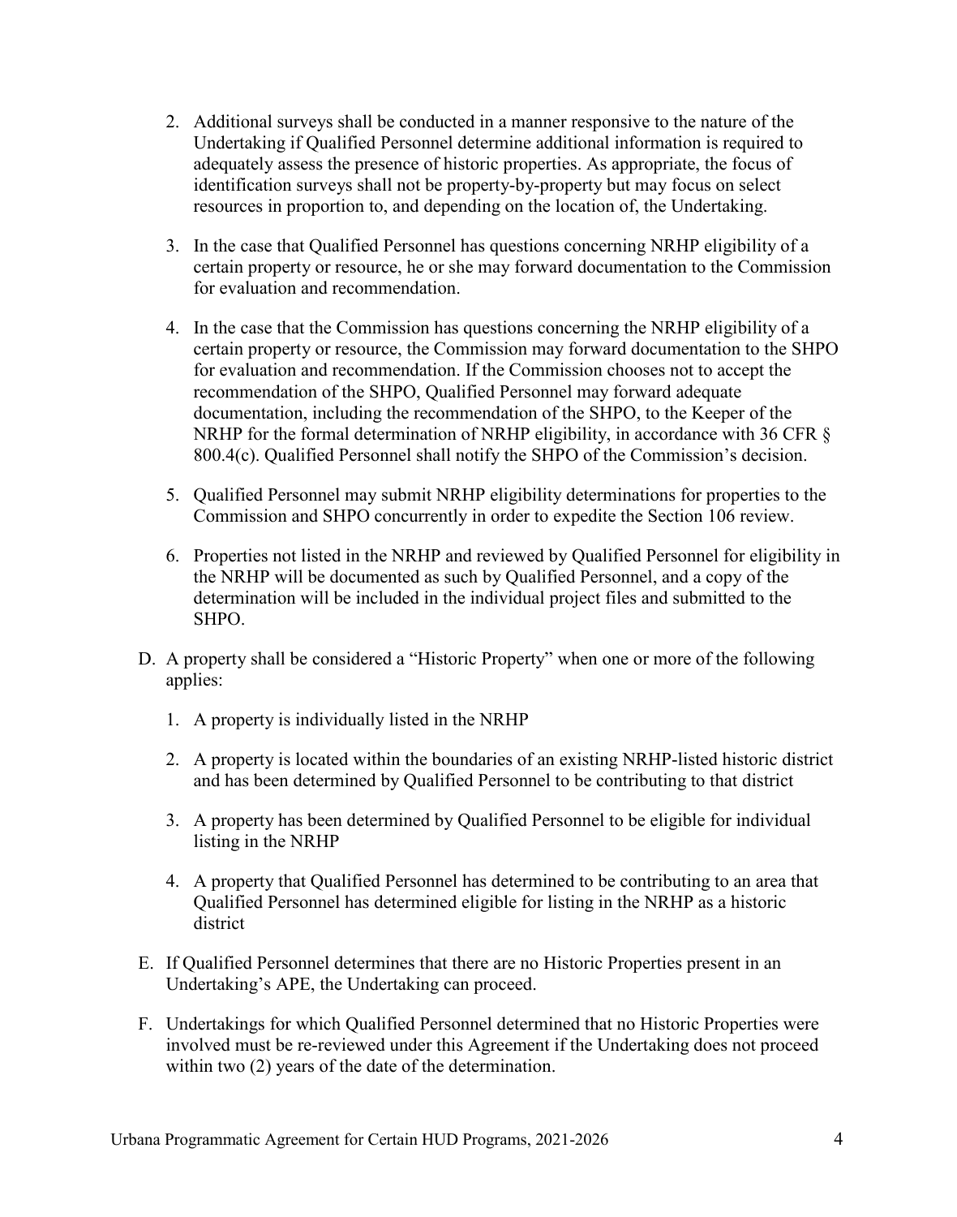2. Additional surveys shall be conducted in a manner responsive to the nature of the Undertaking if Qualified Personnel determine additional information is required to adequately assess the presence of historic properties. As appropriate, the focus of identification surveys shall not be property-by-property but may focus on select resources in proportion to, and depending on the location of, the Undertaking.

3. In the case that Qualified Personnel has questions concerning NRHP eligibility of a certain property or resource, he or she may forward documentation to the Commission for evaluation and recommendation.

4. In the case that the Commission has questions concerning the NRHP eligibility of a certain property or resource, the Commission may forward documentation to the SHPO for evaluation and recommendation. If the Commission chooses not to accept the recommendation of the SHPO, Qualified Personnel may forward adequate documentation, including the recommendation of the SHPO, to the Keeper of the NRHP for the formal determination of NRHP eligibility, in accordance with 36 CFR § 800.4(c). Qualified Personnel shall notify the SHPO of the Commission's decision.

5. Qualified Personnel may submit NRHP eligibility determinations for properties to the Commission and SHPO concurrently in order to expedite the Section 106 review.

6. Properties not listed in the NRHP and reviewed by Qualified Personnel for eligibility in the NRHP will be documented as such by Qualified Personnel, and a copy of the determination will be included in the individual project files and submitted to the SHPO.

D. A property shall be considered a "Historic Property" when one or more of the following applies:

   1. A property is individually listed in the NRHP

   2. A property is located within the boundaries of an existing NRHP-listed historic district and has been determined by Qualified Personnel to be contributing to that district

   3. A property has been determined by Qualified Personnel to be eligible for individual listing in the NRHP

   4. A property that Qualified Personnel has determined to be contributing to an area that Qualified Personnel has determined eligible for listing in the NRHP as a historic district

E. If Qualified Personnel determines that there are no Historic Properties present in an Undertaking's APE, the Undertaking can proceed.

F. Undertakings for which Qualified Personnel determined that no Historic Properties were involved must be re-reviewed under this Agreement if the Undertaking does not proceed within two (2) years of the date of the determination.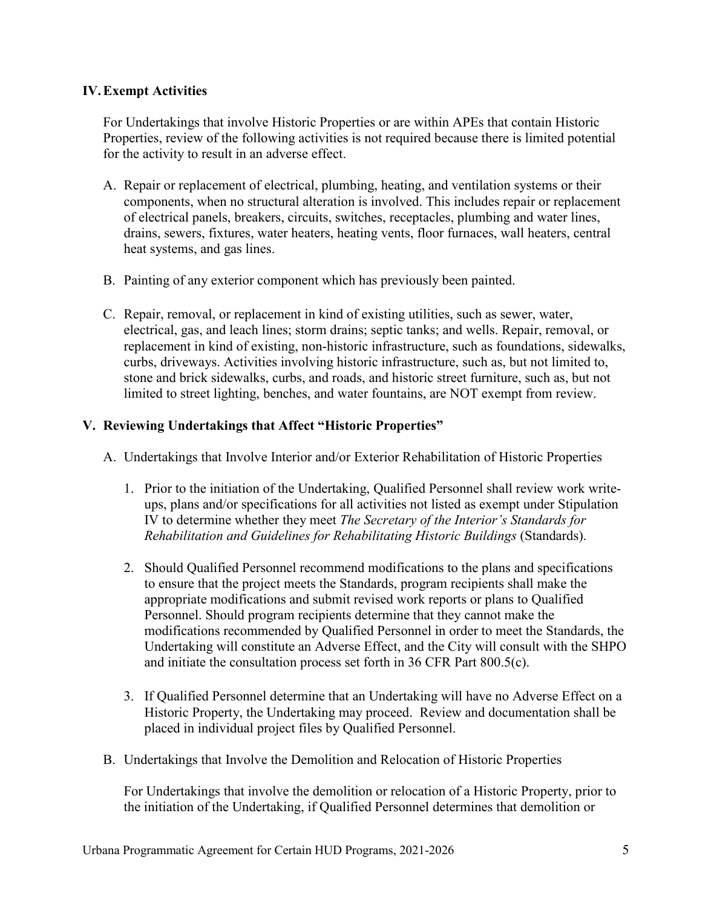## IV. Exempt Activities

For Undertakings that involve Historic Properties or are within APEs that contain Historic Properties, review of the following activities is not required because there is limited potential for the activity to result in an adverse effect.

A. Repair or replacement of electrical, plumbing, heating, and ventilation systems or their components, when no structural alteration is involved. This includes repair or replacement of electrical panels, breakers, circuits, switches, receptacles, plumbing and water lines, drains, sewers, fixtures, water heaters, heating vents, floor furnaces, wall heaters, central heat systems, and gas lines.

B. Painting of any exterior component which has previously been painted.

C. Repair, removal, or replacement in kind of existing utilities, such as sewer, water, electrical, gas, and leach lines; storm drains; septic tanks; and wells. Repair, removal, or replacement in kind of existing, non-historic infrastructure, such as foundations, sidewalks, curbs, driveways. Activities involving historic infrastructure, such as, but not limited to, stone and brick sidewalks, curbs, and roads, and historic street furniture, such as, but not limited to street lighting, benches, and water fountains, are NOT exempt from review.

## V. Reviewing Undertakings that Affect "Historic Properties"

A. Undertakings that Involve Interior and/or Exterior Rehabilitation of Historic Properties

1. Prior to the initiation of the Undertaking, Qualified Personnel shall review work write-ups, plans and/or specifications for all activities not listed as exempt under Stipulation IV to determine whether they meet *The Secretary of the Interior's Standards for Rehabilitation and Guidelines for Rehabilitating Historic Buildings* (Standards).

2. Should Qualified Personnel recommend modifications to the plans and specifications to ensure that the project meets the Standards, program recipients shall make the appropriate modifications and submit revised work reports or plans to Qualified Personnel. Should program recipients determine that they cannot make the modifications recommended by Qualified Personnel in order to meet the Standards, the Undertaking will constitute an Adverse Effect, and the City will consult with the SHPO and initiate the consultation process set forth in 36 CFR Part 800.5(c).

3. If Qualified Personnel determine that an Undertaking will have no Adverse Effect on a Historic Property, the Undertaking may proceed. Review and documentation shall be placed in individual project files by Qualified Personnel.

B. Undertakings that Involve the Demolition and Relocation of Historic Properties

For Undertakings that involve the demolition or relocation of a Historic Property, prior to the initiation of the Undertaking, if Qualified Personnel determines that demolition or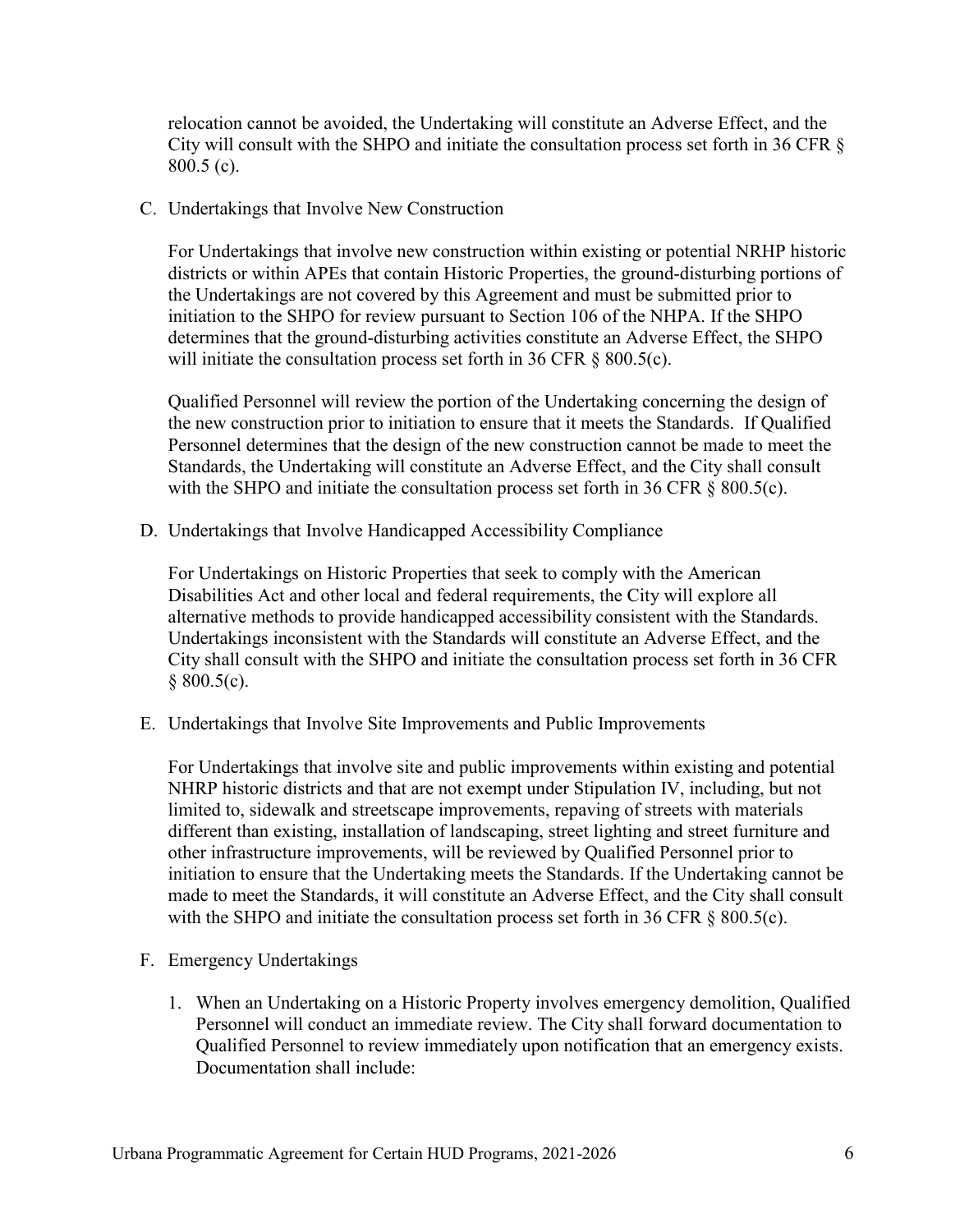relocation cannot be avoided, the Undertaking will constitute an Adverse Effect, and the City will consult with the SHPO and initiate the consultation process set forth in 36 CFR § 800.5 (c).

C. Undertakings that Involve New Construction

For Undertakings that involve new construction within existing or potential NRHP historic districts or within APEs that contain Historic Properties, the ground-disturbing portions of the Undertakings are not covered by this Agreement and must be submitted prior to initiation to the SHPO for review pursuant to Section 106 of the NHPA. If the SHPO determines that the ground-disturbing activities constitute an Adverse Effect, the SHPO will initiate the consultation process set forth in 36 CFR § 800.5(c).

Qualified Personnel will review the portion of the Undertaking concerning the design of the new construction prior to initiation to ensure that it meets the Standards. If Qualified Personnel determines that the design of the new construction cannot be made to meet the Standards, the Undertaking will constitute an Adverse Effect, and the City shall consult with the SHPO and initiate the consultation process set forth in 36 CFR § 800.5(c).

D. Undertakings that Involve Handicapped Accessibility Compliance

For Undertakings on Historic Properties that seek to comply with the American Disabilities Act and other local and federal requirements, the City will explore all alternative methods to provide handicapped accessibility consistent with the Standards. Undertakings inconsistent with the Standards will constitute an Adverse Effect, and the City shall consult with the SHPO and initiate the consultation process set forth in 36 CFR § 800.5(c).

E. Undertakings that Involve Site Improvements and Public Improvements

For Undertakings that involve site and public improvements within existing and potential NHRP historic districts and that are not exempt under Stipulation IV, including, but not limited to, sidewalk and streetscape improvements, repaving of streets with materials different than existing, installation of landscaping, street lighting and street furniture and other infrastructure improvements, will be reviewed by Qualified Personnel prior to initiation to ensure that the Undertaking meets the Standards. If the Undertaking cannot be made to meet the Standards, it will constitute an Adverse Effect, and the City shall consult with the SHPO and initiate the consultation process set forth in 36 CFR § 800.5(c).

F. Emergency Undertakings

1. When an Undertaking on a Historic Property involves emergency demolition, Qualified Personnel will conduct an immediate review. The City shall forward documentation to Qualified Personnel to review immediately upon notification that an emergency exists. Documentation shall include: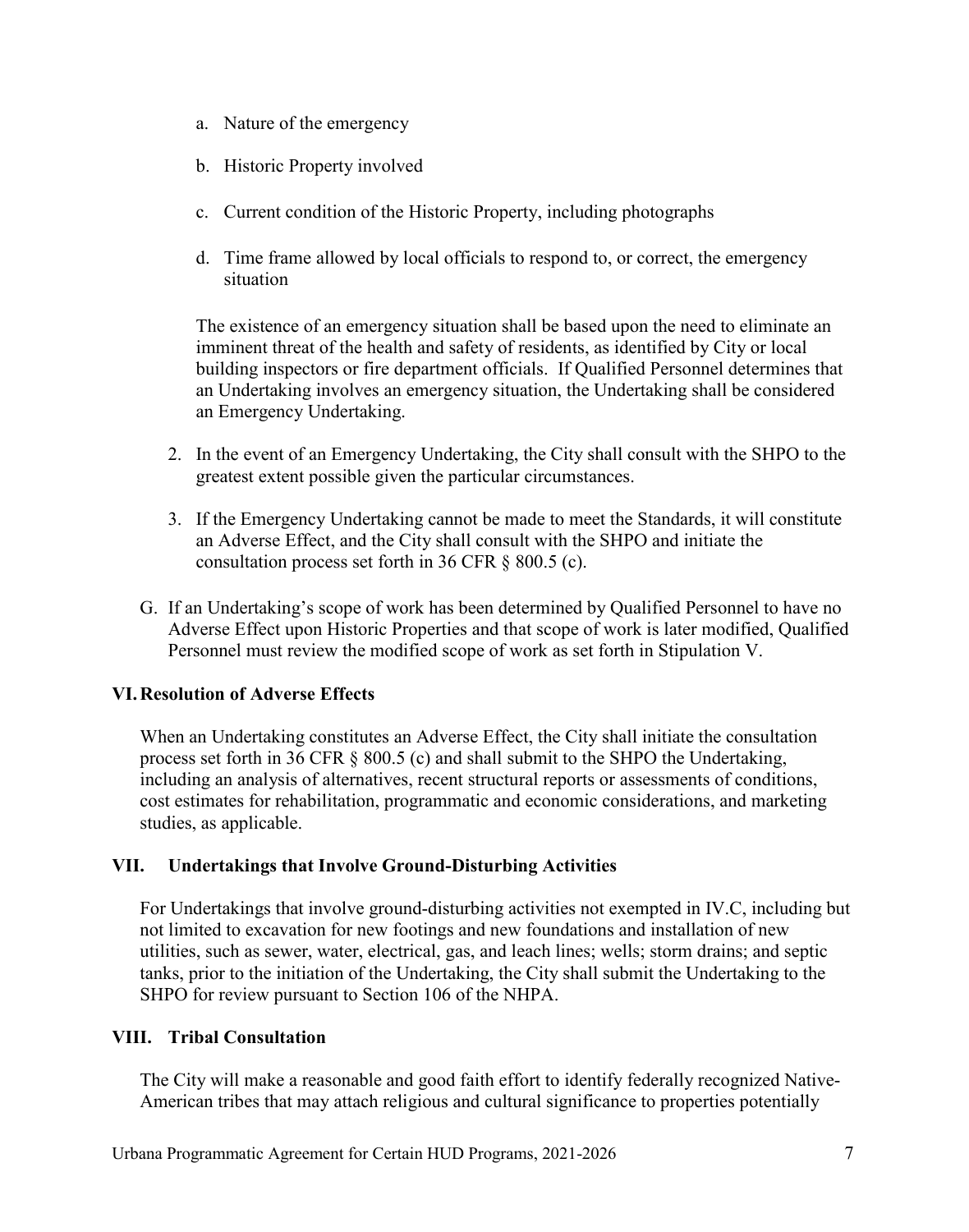a. Nature of the emergency

b. Historic Property involved

c. Current condition of the Historic Property, including photographs

d. Time frame allowed by local officials to respond to, or correct, the emergency situation

The existence of an emergency situation shall be based upon the need to eliminate an imminent threat of the health and safety of residents, as identified by City or local building inspectors or fire department officials. If Qualified Personnel determines that an Undertaking involves an emergency situation, the Undertaking shall be considered an Emergency Undertaking.

2. In the event of an Emergency Undertaking, the City shall consult with the SHPO to the greatest extent possible given the particular circumstances.

3. If the Emergency Undertaking cannot be made to meet the Standards, it will constitute an Adverse Effect, and the City shall consult with the SHPO and initiate the consultation process set forth in 36 CFR § 800.5 (c).

G. If an Undertaking's scope of work has been determined by Qualified Personnel to have no Adverse Effect upon Historic Properties and that scope of work is later modified, Qualified Personnel must review the modified scope of work as set forth in Stipulation V.

## VI. Resolution of Adverse Effects

When an Undertaking constitutes an Adverse Effect, the City shall initiate the consultation process set forth in 36 CFR § 800.5 (c) and shall submit to the SHPO the Undertaking, including an analysis of alternatives, recent structural reports or assessments of conditions, cost estimates for rehabilitation, programmatic and economic considerations, and marketing studies, as applicable.

## VII. Undertakings that Involve Ground-Disturbing Activities

For Undertakings that involve ground-disturbing activities not exempted in IV.C, including but not limited to excavation for new footings and new foundations and installation of new utilities, such as sewer, water, electrical, gas, and leach lines; wells; storm drains; and septic tanks, prior to the initiation of the Undertaking, the City shall submit the Undertaking to the SHPO for review pursuant to Section 106 of the NHPA.

## VIII. Tribal Consultation

The City will make a reasonable and good faith effort to identify federally recognized Native-American tribes that may attach religious and cultural significance to properties potentially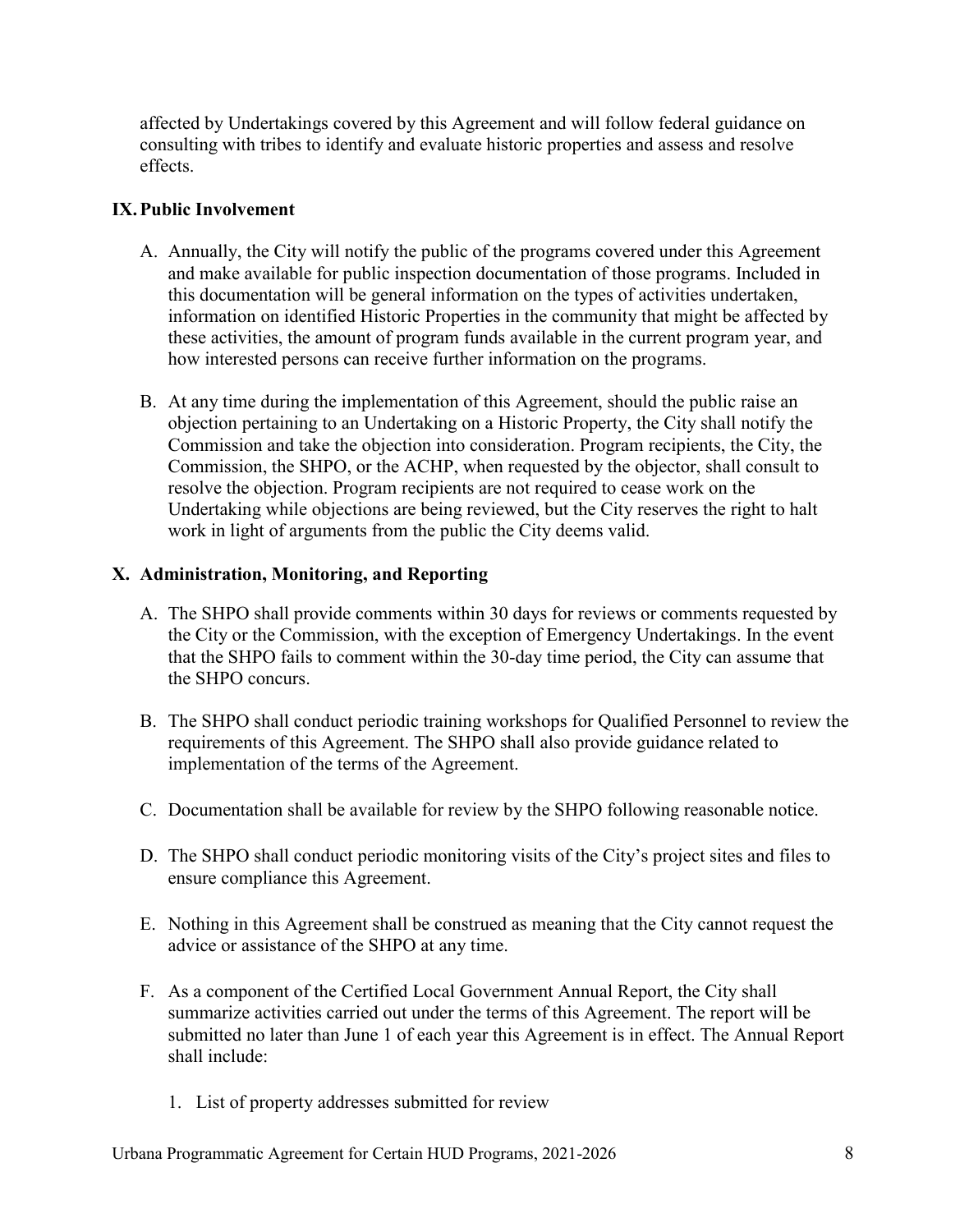affected by Undertakings covered by this Agreement and will follow federal guidance on consulting with tribes to identify and evaluate historic properties and assess and resolve effects.

## IX. Public Involvement

A. Annually, the City will notify the public of the programs covered under this Agreement and make available for public inspection documentation of those programs. Included in this documentation will be general information on the types of activities undertaken, information on identified Historic Properties in the community that might be affected by these activities, the amount of program funds available in the current program year, and how interested persons can receive further information on the programs.

B. At any time during the implementation of this Agreement, should the public raise an objection pertaining to an Undertaking on a Historic Property, the City shall notify the Commission and take the objection into consideration. Program recipients, the City, the Commission, the SHPO, or the ACHP, when requested by the objector, shall consult to resolve the objection. Program recipients are not required to cease work on the Undertaking while objections are being reviewed, but the City reserves the right to halt work in light of arguments from the public the City deems valid.

## X. Administration, Monitoring, and Reporting

A. The SHPO shall provide comments within 30 days for reviews or comments requested by the City or the Commission, with the exception of Emergency Undertakings. In the event that the SHPO fails to comment within the 30-day time period, the City can assume that the SHPO concurs.

B. The SHPO shall conduct periodic training workshops for Qualified Personnel to review the requirements of this Agreement. The SHPO shall also provide guidance related to implementation of the terms of the Agreement.

C. Documentation shall be available for review by the SHPO following reasonable notice.

D. The SHPO shall conduct periodic monitoring visits of the City's project sites and files to ensure compliance this Agreement.

E. Nothing in this Agreement shall be construed as meaning that the City cannot request the advice or assistance of the SHPO at any time.

F. As a component of the Certified Local Government Annual Report, the City shall summarize activities carried out under the terms of this Agreement. The report will be submitted no later than June 1 of each year this Agreement is in effect. The Annual Report shall include:

   1. List of property addresses submitted for review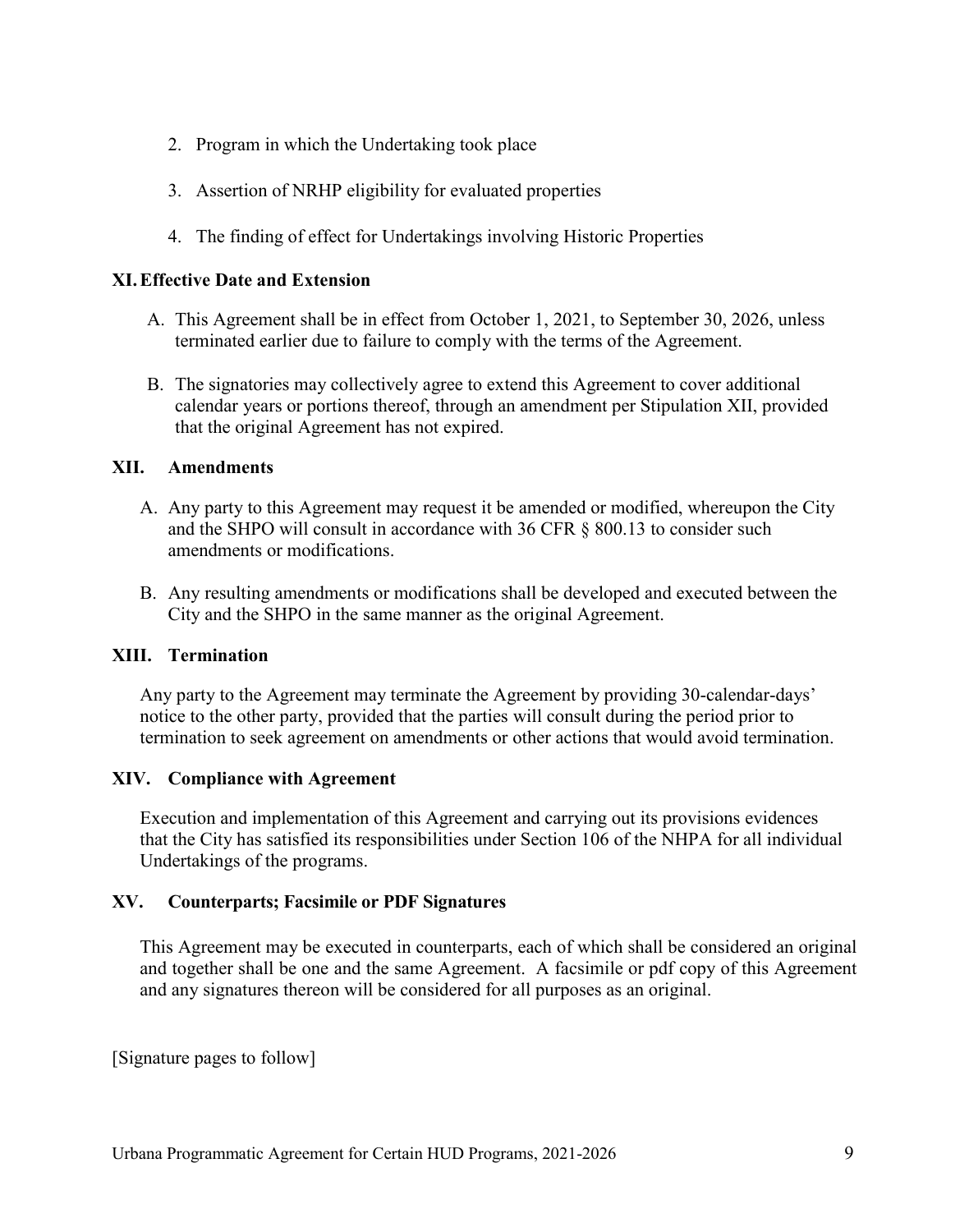2. Program in which the Undertaking took place
3. Assertion of NRHP eligibility for evaluated properties
4. The finding of effect for Undertakings involving Historic Properties

## XI. Effective Date and Extension

A. This Agreement shall be in effect from October 1, 2021, to September 30, 2026, unless terminated earlier due to failure to comply with the terms of the Agreement.

B. The signatories may collectively agree to extend this Agreement to cover additional calendar years or portions thereof, through an amendment per Stipulation XII, provided that the original Agreement has not expired.

## XII. Amendments

A. Any party to this Agreement may request it be amended or modified, whereupon the City and the SHPO will consult in accordance with 36 CFR § 800.13 to consider such amendments or modifications.

B. Any resulting amendments or modifications shall be developed and executed between the City and the SHPO in the same manner as the original Agreement.

## XIII. Termination

Any party to the Agreement may terminate the Agreement by providing 30-calendar-days' notice to the other party, provided that the parties will consult during the period prior to termination to seek agreement on amendments or other actions that would avoid termination.

## XIV. Compliance with Agreement

Execution and implementation of this Agreement and carrying out its provisions evidences that the City has satisfied its responsibilities under Section 106 of the NHPA for all individual Undertakings of the programs.

## XV. Counterparts; Facsimile or PDF Signatures

This Agreement may be executed in counterparts, each of which shall be considered an original and together shall be one and the same Agreement. A facsimile or pdf copy of this Agreement and any signatures thereon will be considered for all purposes as an original.

[Signature pages to follow]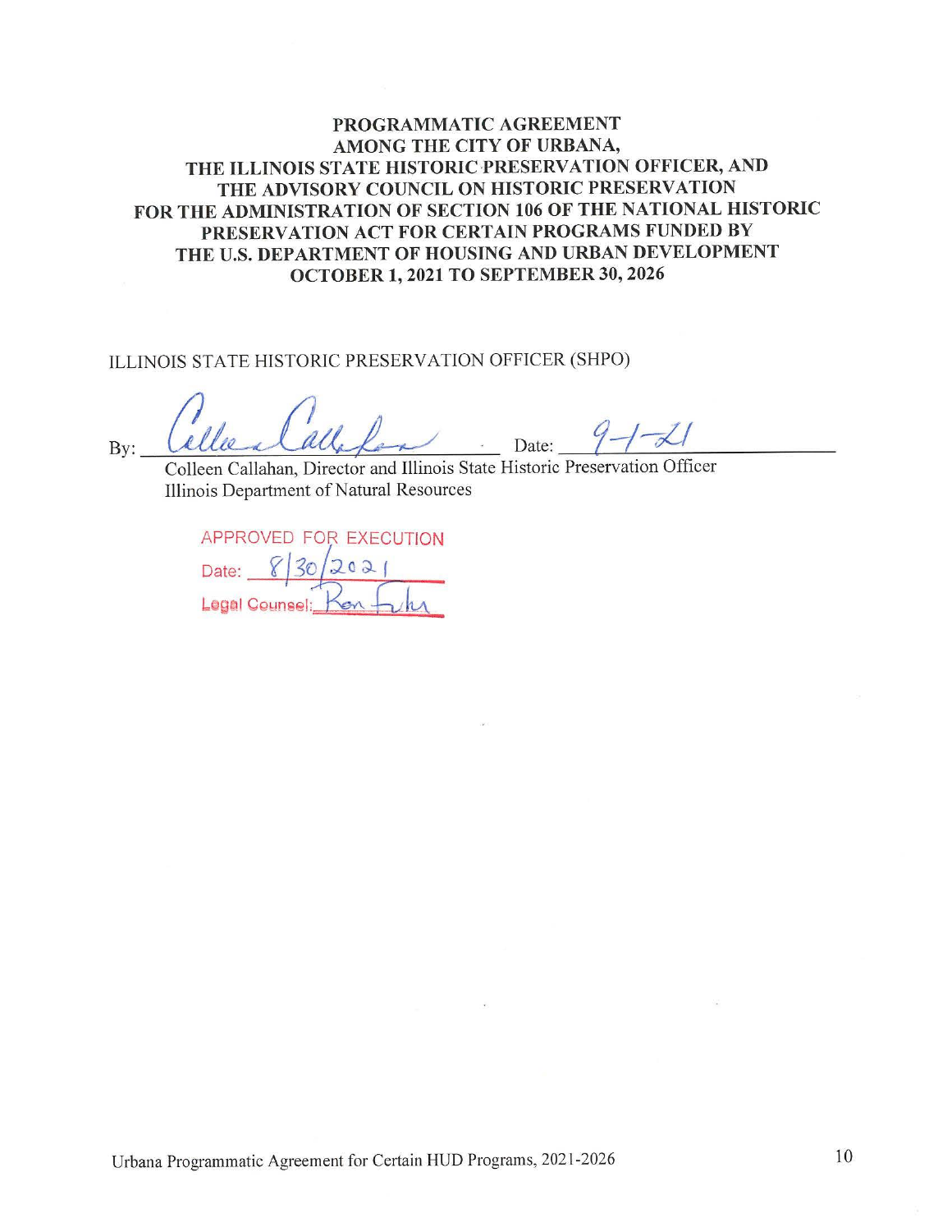**PROGRAMMATIC AGREEMENT AMONG THE CITY OF URBANA, THE ILLINOIS STATE HISTORIC PRESERVATION OFFICER, AND THE ADVISORY COUNCIL ON HISTORIC PRESERVATION FOR THE ADMINISTRATION OF SECTION 106 OF THE NATIONAL HISTORIC PRESERVATION ACT FOR CERTAIN PROGRAMS FUNDED BY THE U.S. DEPARTMENT OF HOUSING AND URBAN DEVELOPMENT OCTOBER 1, 2021 TO SEPTEMBER 30, 2026**

ILLINOIS STATE HISTORIC PRESERVATION OFFICER (SHPO)

By: Colleen Callahan Date: 9-1-21

Colleen Callahan, Director and Illinois State Historic Preservation Officer
Illinois Department of Natural Resources

APPROVED FOR EXECUTION
Date: 8/30/2021
Legal Counsel: Ron Fuhr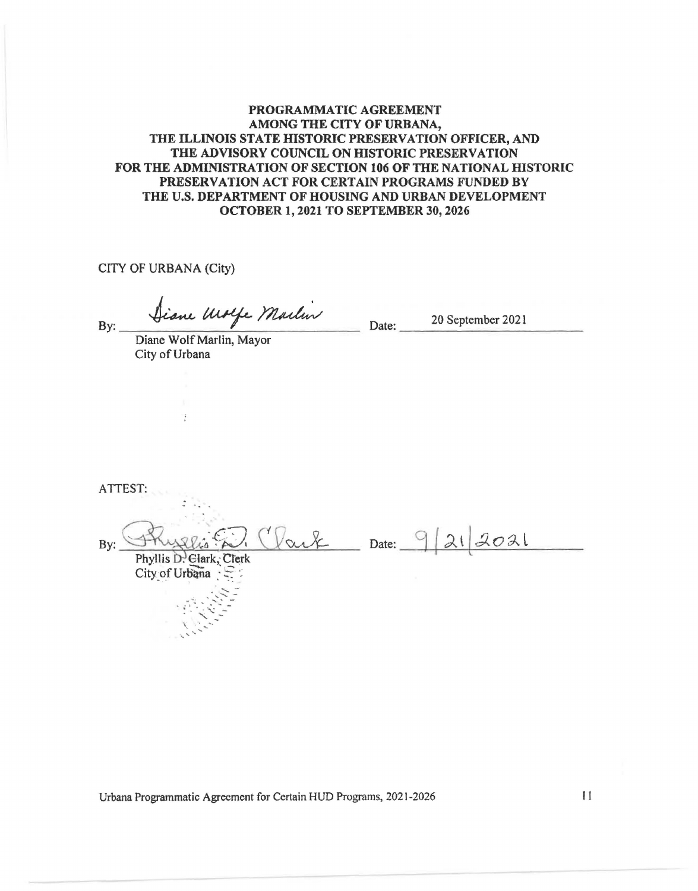**PROGRAMMATIC AGREEMENT AMONG THE CITY OF URBANA, THE ILLINOIS STATE HISTORIC PRESERVATION OFFICER, AND THE ADVISORY COUNCIL ON HISTORIC PRESERVATION FOR THE ADMINISTRATION OF SECTION 106 OF THE NATIONAL HISTORIC PRESERVATION ACT FOR CERTAIN PROGRAMS FUNDED BY THE U.S. DEPARTMENT OF HOUSING AND URBAN DEVELOPMENT OCTOBER 1, 2021 TO SEPTEMBER 30, 2026**

CITY OF URBANA (City)

By: Diane Wolfe Marlin Date: 20 September 2021

Diane Wolf Marlin, Mayor
City of Urbana

ATTEST:

By: Phyllis D. Clark Date: 9/21/2021

Phyllis D. Clark, Clerk
City of Urbana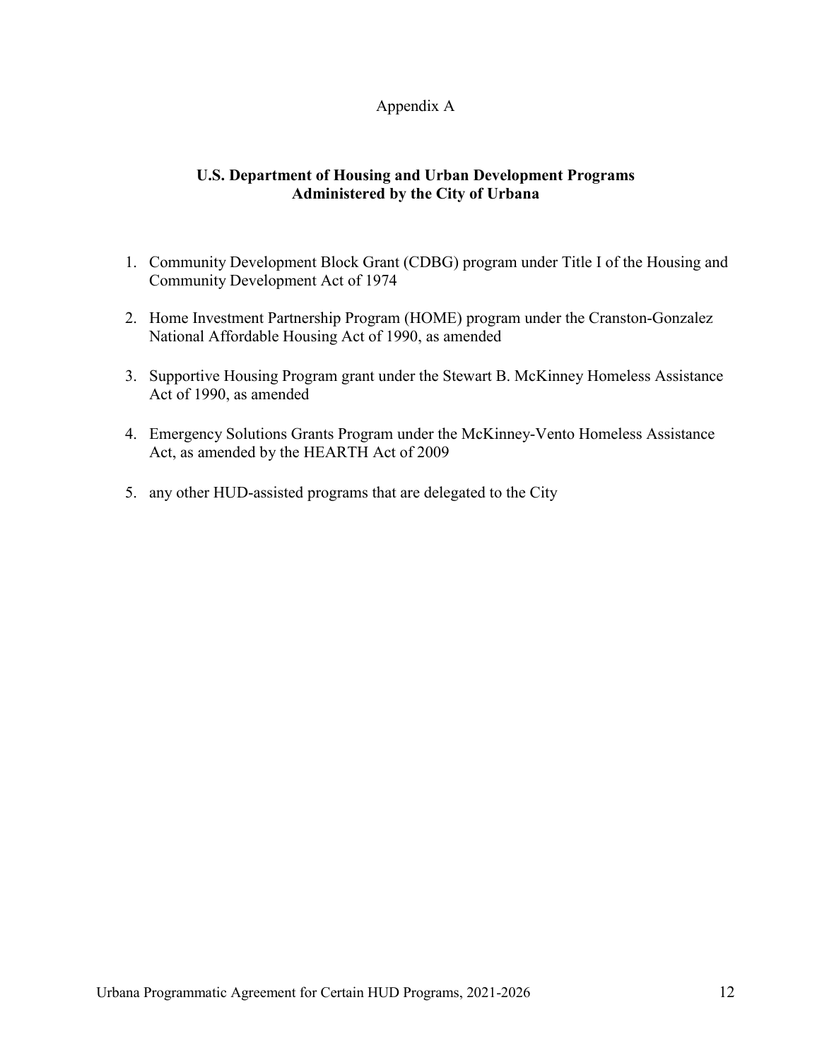# Appendix A

## U.S. Department of Housing and Urban Development Programs Administered by the City of Urbana

1. Community Development Block Grant (CDBG) program under Title I of the Housing and Community Development Act of 1974

2. Home Investment Partnership Program (HOME) program under the Cranston-Gonzalez National Affordable Housing Act of 1990, as amended

3. Supportive Housing Program grant under the Stewart B. McKinney Homeless Assistance Act of 1990, as amended

4. Emergency Solutions Grants Program under the McKinney-Vento Homeless Assistance Act, as amended by the HEARTH Act of 2009

5. any other HUD-assisted programs that are delegated to the City